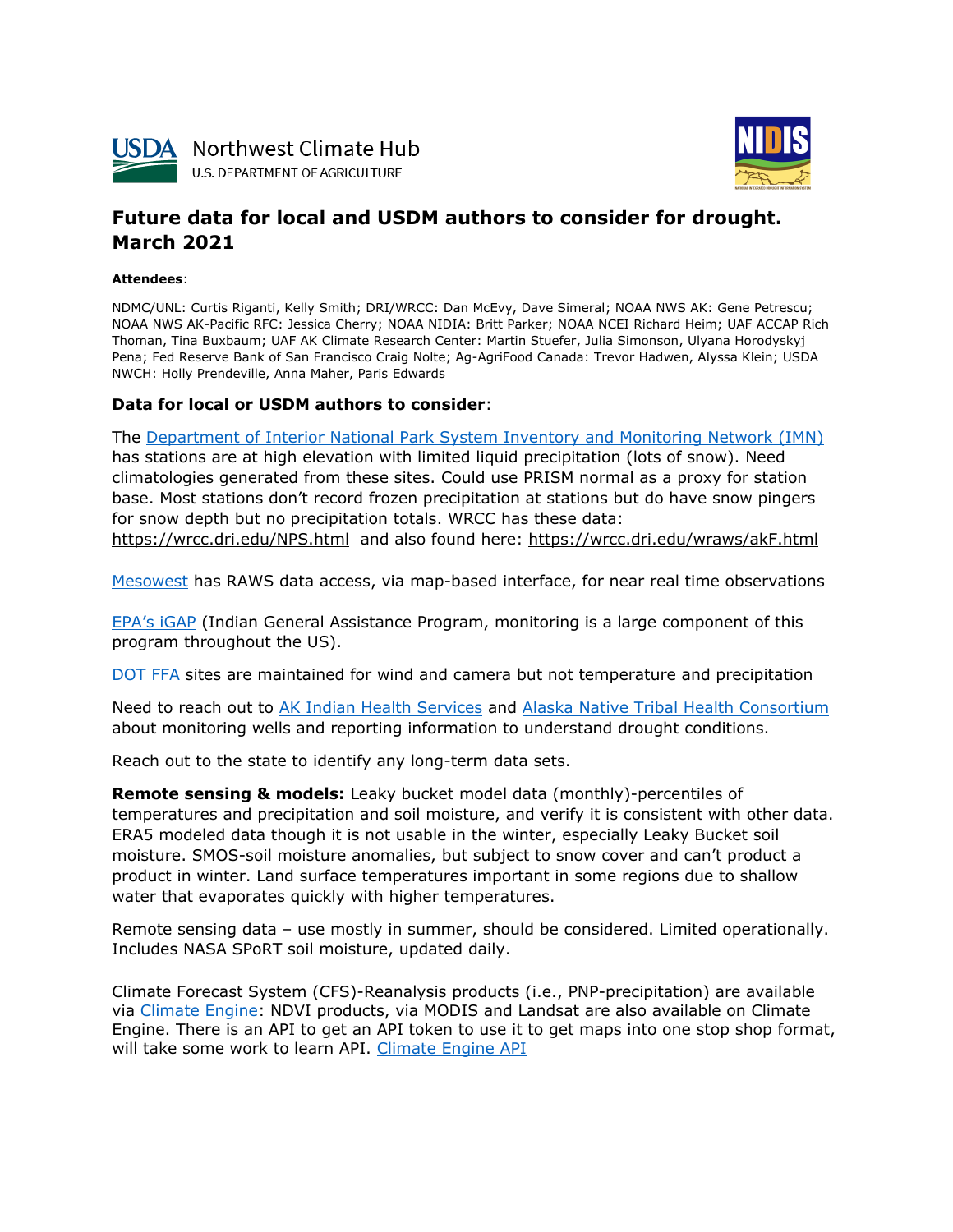USDA Northwest Climate Hub
U.S. DEPARTMENT OF AGRICULTURE

# Future data for local and USDM authors to consider for drought. March 2021

**Attendees**:

NDMC/UNL: Curtis Riganti, Kelly Smith; DRI/WRCC: Dan McEvy, Dave Simeral; NOAA NWS AK: Gene Petrescu; NOAA NWS AK-Pacific RFC: Jessica Cherry; NOAA NIDIA: Britt Parker; NOAA NCEI Richard Heim; UAF ACCAP Rich Thoman, Tina Buxbaum; UAF AK Climate Research Center: Martin Stuefer, Julia Simonson, Ulyana Horodyskyj Pena; Fed Reserve Bank of San Francisco Craig Nolte; Ag-AgriFood Canada: Trevor Hadwen, Alyssa Klein; USDA NWCH: Holly Prendeville, Anna Maher, Paris Edwards

## Data for local or USDM authors to consider:

The Department of Interior National Park System Inventory and Monitoring Network (IMN) has stations are at high elevation with limited liquid precipitation (lots of snow). Need climatologies generated from these sites. Could use PRISM normal as a proxy for station base. Most stations don't record frozen precipitation at stations but do have snow pingers for snow depth but no precipitation totals. WRCC has these data: https://wrcc.dri.edu/NPS.html and also found here: https://wrcc.dri.edu/wraws/akF.html

Mesowest has RAWS data access, via map-based interface, for near real time observations

EPA's iGAP (Indian General Assistance Program, monitoring is a large component of this program throughout the US).

DOT FFA sites are maintained for wind and camera but not temperature and precipitation

Need to reach out to AK Indian Health Services and Alaska Native Tribal Health Consortium about monitoring wells and reporting information to understand drought conditions.

Reach out to the state to identify any long-term data sets.

**Remote sensing & models:** Leaky bucket model data (monthly)-percentiles of temperatures and precipitation and soil moisture, and verify it is consistent with other data. ERA5 modeled data though it is not usable in the winter, especially Leaky Bucket soil moisture. SMOS-soil moisture anomalies, but subject to snow cover and can't product a product in winter. Land surface temperatures important in some regions due to shallow water that evaporates quickly with higher temperatures.

Remote sensing data – use mostly in summer, should be considered. Limited operationally. Includes NASA SPoRT soil moisture, updated daily.

Climate Forecast System (CFS)-Reanalysis products (i.e., PNP-precipitation) are available via Climate Engine: NDVI products, via MODIS and Landsat are also available on Climate Engine. There is an API to get an API token to use it to get maps into one stop shop format, will take some work to learn API. Climate Engine API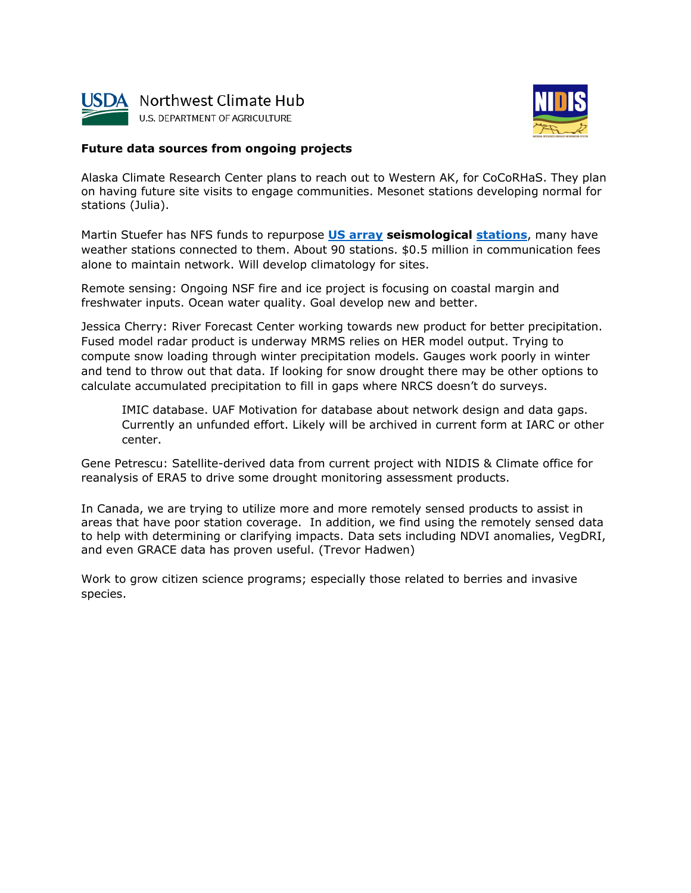**Future data sources from ongoing projects**

Alaska Climate Research Center plans to reach out to Western AK, for CoCoRHaS. They plan on having future site visits to engage communities. Mesonet stations developing normal for stations (Julia).

Martin Stuefer has NFS funds to repurpose **US array seismological stations**, many have weather stations connected to them. About 90 stations. $0.5 million in communication fees alone to maintain network. Will develop climatology for sites.

Remote sensing: Ongoing NSF fire and ice project is focusing on coastal margin and freshwater inputs. Ocean water quality. Goal develop new and better.

Jessica Cherry: River Forecast Center working towards new product for better precipitation. Fused model radar product is underway MRMS relies on HER model output. Trying to compute snow loading through winter precipitation models. Gauges work poorly in winter and tend to throw out that data. If looking for snow drought there may be other options to calculate accumulated precipitation to fill in gaps where NRCS doesn't do surveys.

> IMIC database. UAF Motivation for database about network design and data gaps. Currently an unfunded effort. Likely will be archived in current form at IARC or other center.

Gene Petrescu: Satellite-derived data from current project with NIDIS & Climate office for reanalysis of ERA5 to drive some drought monitoring assessment products.

In Canada, we are trying to utilize more and more remotely sensed products to assist in areas that have poor station coverage. In addition, we find using the remotely sensed data to help with determining or clarifying impacts. Data sets including NDVI anomalies, VegDRI, and even GRACE data has proven useful. (Trevor Hadwen)

Work to grow citizen science programs; especially those related to berries and invasive species.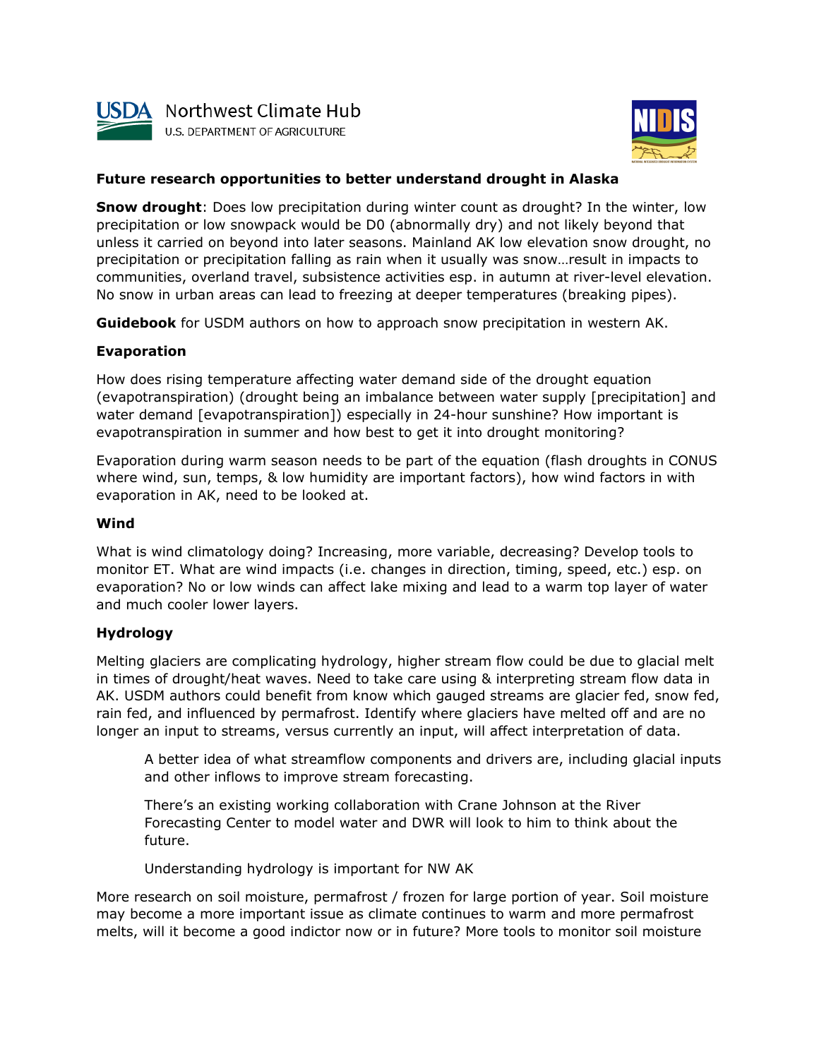USDA Northwest Climate Hub
U.S. DEPARTMENT OF AGRICULTURE

**Future research opportunities to better understand drought in Alaska**

**Snow drought**: Does low precipitation during winter count as drought? In the winter, low precipitation or low snowpack would be D0 (abnormally dry) and not likely beyond that unless it carried on beyond into later seasons. Mainland AK low elevation snow drought, no precipitation or precipitation falling as rain when it usually was snow…result in impacts to communities, overland travel, subsistence activities esp. in autumn at river-level elevation. No snow in urban areas can lead to freezing at deeper temperatures (breaking pipes).

**Guidebook** for USDM authors on how to approach snow precipitation in western AK.

**Evaporation**

How does rising temperature affecting water demand side of the drought equation (evapotranspiration) (drought being an imbalance between water supply [precipitation] and water demand [evapotranspiration]) especially in 24-hour sunshine? How important is evapotranspiration in summer and how best to get it into drought monitoring?

Evaporation during warm season needs to be part of the equation (flash droughts in CONUS where wind, sun, temps, & low humidity are important factors), how wind factors in with evaporation in AK, need to be looked at.

**Wind**

What is wind climatology doing? Increasing, more variable, decreasing? Develop tools to monitor ET. What are wind impacts (i.e. changes in direction, timing, speed, etc.) esp. on evaporation? No or low winds can affect lake mixing and lead to a warm top layer of water and much cooler lower layers.

**Hydrology**

Melting glaciers are complicating hydrology, higher stream flow could be due to glacial melt in times of drought/heat waves. Need to take care using & interpreting stream flow data in AK. USDM authors could benefit from know which gauged streams are glacier fed, snow fed, rain fed, and influenced by permafrost. Identify where glaciers have melted off and are no longer an input to streams, versus currently an input, will affect interpretation of data.

> A better idea of what streamflow components and drivers are, including glacial inputs and other inflows to improve stream forecasting.
>
> There's an existing working collaboration with Crane Johnson at the River Forecasting Center to model water and DWR will look to him to think about the future.
>
> Understanding hydrology is important for NW AK

More research on soil moisture, permafrost / frozen for large portion of year. Soil moisture may become a more important issue as climate continues to warm and more permafrost melts, will it become a good indictor now or in future? More tools to monitor soil moisture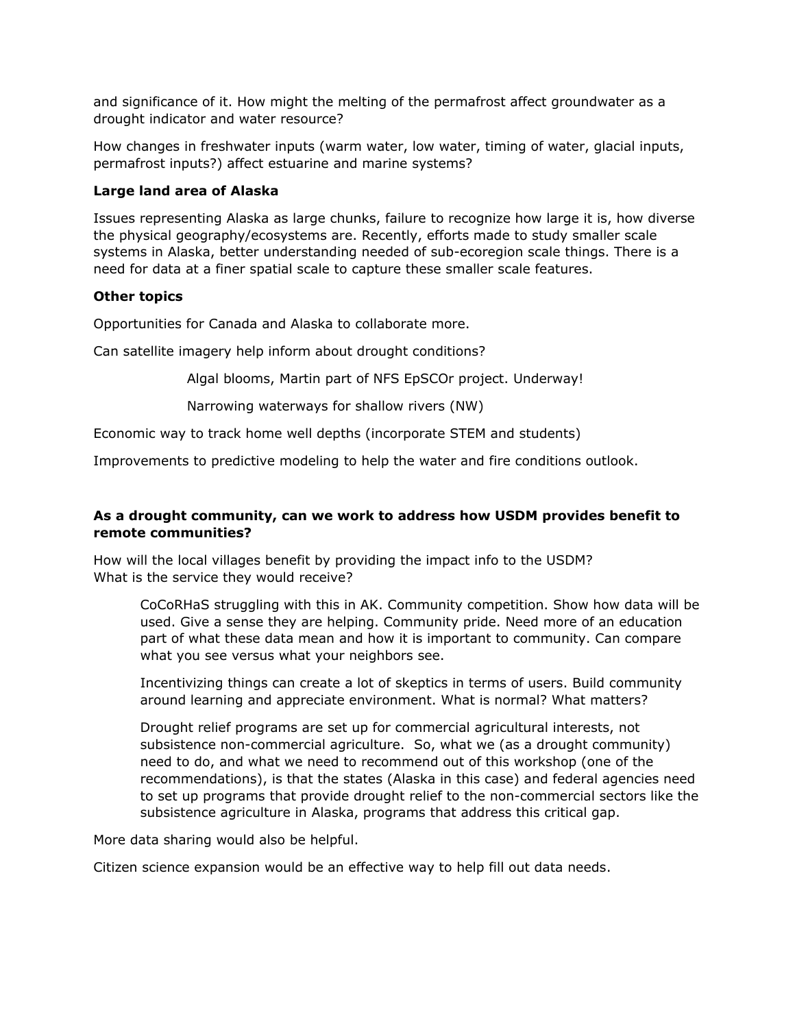and significance of it. How might the melting of the permafrost affect groundwater as a drought indicator and water resource?

How changes in freshwater inputs (warm water, low water, timing of water, glacial inputs, permafrost inputs?) affect estuarine and marine systems?

**Large land area of Alaska**

Issues representing Alaska as large chunks, failure to recognize how large it is, how diverse the physical geography/ecosystems are. Recently, efforts made to study smaller scale systems in Alaska, better understanding needed of sub-ecoregion scale things. There is a need for data at a finer spatial scale to capture these smaller scale features.

**Other topics**

Opportunities for Canada and Alaska to collaborate more.

Can satellite imagery help inform about drought conditions?

> Algal blooms, Martin part of NFS EpSCOr project. Underway!
>
> Narrowing waterways for shallow rivers (NW)

Economic way to track home well depths (incorporate STEM and students)

Improvements to predictive modeling to help the water and fire conditions outlook.

**As a drought community, can we work to address how USDM provides benefit to remote communities?**

How will the local villages benefit by providing the impact info to the USDM?
What is the service they would receive?

> CoCoRHaS struggling with this in AK. Community competition. Show how data will be used. Give a sense they are helping. Community pride. Need more of an education part of what these data mean and how it is important to community. Can compare what you see versus what your neighbors see.
>
> Incentivizing things can create a lot of skeptics in terms of users. Build community around learning and appreciate environment. What is normal? What matters?
>
> Drought relief programs are set up for commercial agricultural interests, not subsistence non-commercial agriculture. So, what we (as a drought community) need to do, and what we need to recommend out of this workshop (one of the recommendations), is that the states (Alaska in this case) and federal agencies need to set up programs that provide drought relief to the non-commercial sectors like the subsistence agriculture in Alaska, programs that address this critical gap.

More data sharing would also be helpful.

Citizen science expansion would be an effective way to help fill out data needs.